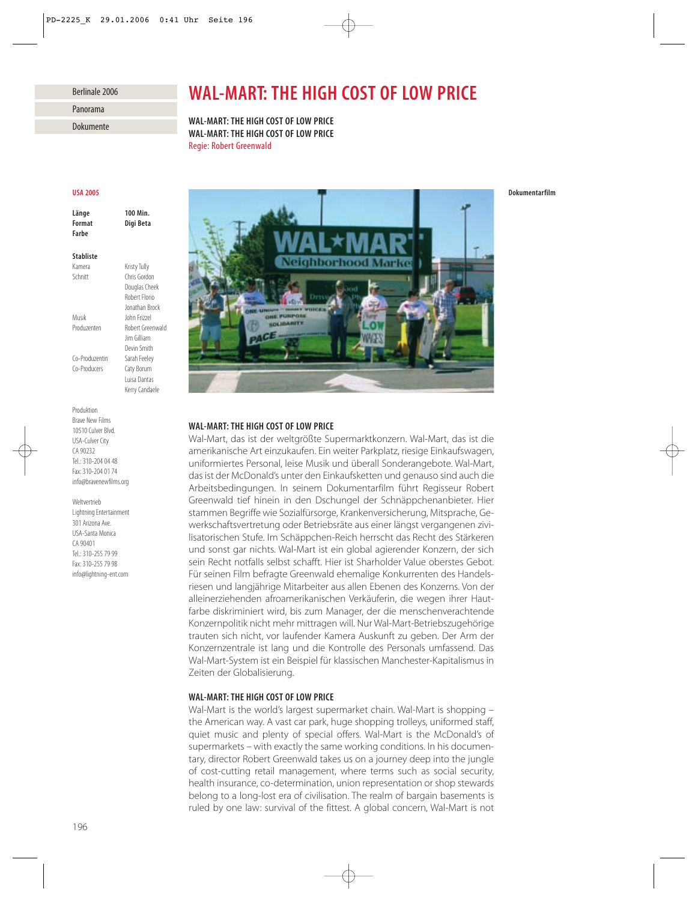Berlinale 2006

Panorama

Dokumente

# WAL-MART: THE HIGH COST OF LOW PRICE

**WAL-MART: THE HIGH COST OF LOW PRICE**
**WAL-MART: THE HIGH COST OF LOW PRICE**
Regie: Robert Greenwald

**USA 2005**

| | |
|---|---|
| **Länge** | **100 Min.** |
| **Format** | **Digi Beta** |
| **Farbe** | |

**Stabliste**

| | |
|---|---|
| Kamera | Kristy Tully |
| Schnitt | Chris Gordon |
| | Douglas Cheek |
| | Robert Florio |
| | Jonathan Brock |
| Musik | John Frizzel |
| Produzenten | Robert Greenwald |
| | Jim Gilliam |
| | Devin Smith |
| Co-Produzentin | Sarah Feeley |
| Co-Producers | Caty Borum |
| | Luisa Dantas |
| | Kerry Candaele |

Produktion
Brave New Films
10510 Culver Blvd.
USA-Culver City
CA 90232
Tel.: 310-204 04 48
Fax: 310-204 01 74
info@bravenewfilms.org

Weltvertrieb
Lightning Entertainment
301 Arizona Ave.
USA-Santa Monica
CA 90401
Tel.: 310-255 79 99
Fax: 310-255 79 98
info@lightning-ent.com

**Dokumentarfilm**

### WAL-MART: THE HIGH COST OF LOW PRICE

Wal-Mart, das ist der weltgrößte Supermarktkonzern. Wal-Mart, das ist die amerikanische Art einzukaufen. Ein weiter Parkplatz, riesige Einkaufswagen, uniformiertes Personal, leise Musik und überall Sonderangebote. Wal-Mart, das ist der McDonald's unter den Einkaufsketten und genauso sind auch die Arbeitsbedingungen. In seinem Dokumentarfilm führt Regisseur Robert Greenwald tief hinein in den Dschungel der Schnäppchenanbieter. Hier stammen Begriffe wie Sozialfürsorge, Krankenversicherung, Mitsprache, Gewerkschaftsvertretung oder Betriebsräte aus einer längst vergangenen zivilisatorischen Stufe. Im Schäppchen-Reich herrscht das Recht des Stärkeren und sonst gar nichts. Wal-Mart ist ein global agierender Konzern, der sich sein Recht notfalls selbst schafft. Hier ist Sharholder Value oberstes Gebot. Für seinen Film befragte Greenwald ehemalige Konkurrenten des Handelsriesen und langjährige Mitarbeiter aus allen Ebenen des Konzerns. Von der alleinerziehenden afroamerikanischen Verkäuferin, die wegen ihrer Hautfarbe diskriminiert wird, bis zum Manager, der die menschenverachtende Konzernpolitik nicht mehr mittragen will. Nur Wal-Mart-Betriebszugehörige trauten sich nicht, vor laufender Kamera Auskunft zu geben. Der Arm der Konzernzentrale ist lang und die Kontrolle des Personals umfassend. Das Wal-Mart-System ist ein Beispiel für klassischen Manchester-Kapitalismus in Zeiten der Globalisierung.

### WAL-MART: THE HIGH COST OF LOW PRICE

Wal-Mart is the world's largest supermarket chain. Wal-Mart is shopping – the American way. A vast car park, huge shopping trolleys, uniformed staff, quiet music and plenty of special offers. Wal-Mart is the McDonald's of supermarkets – with exactly the same working conditions. In his documentary, director Robert Greenwald takes us on a journey deep into the jungle of cost-cutting retail management, where terms such as social security, health insurance, co-determination, union representation or shop stewards belong to a long-lost era of civilisation. The realm of bargain basements is ruled by one law: survival of the fittest. A global concern, Wal-Mart is not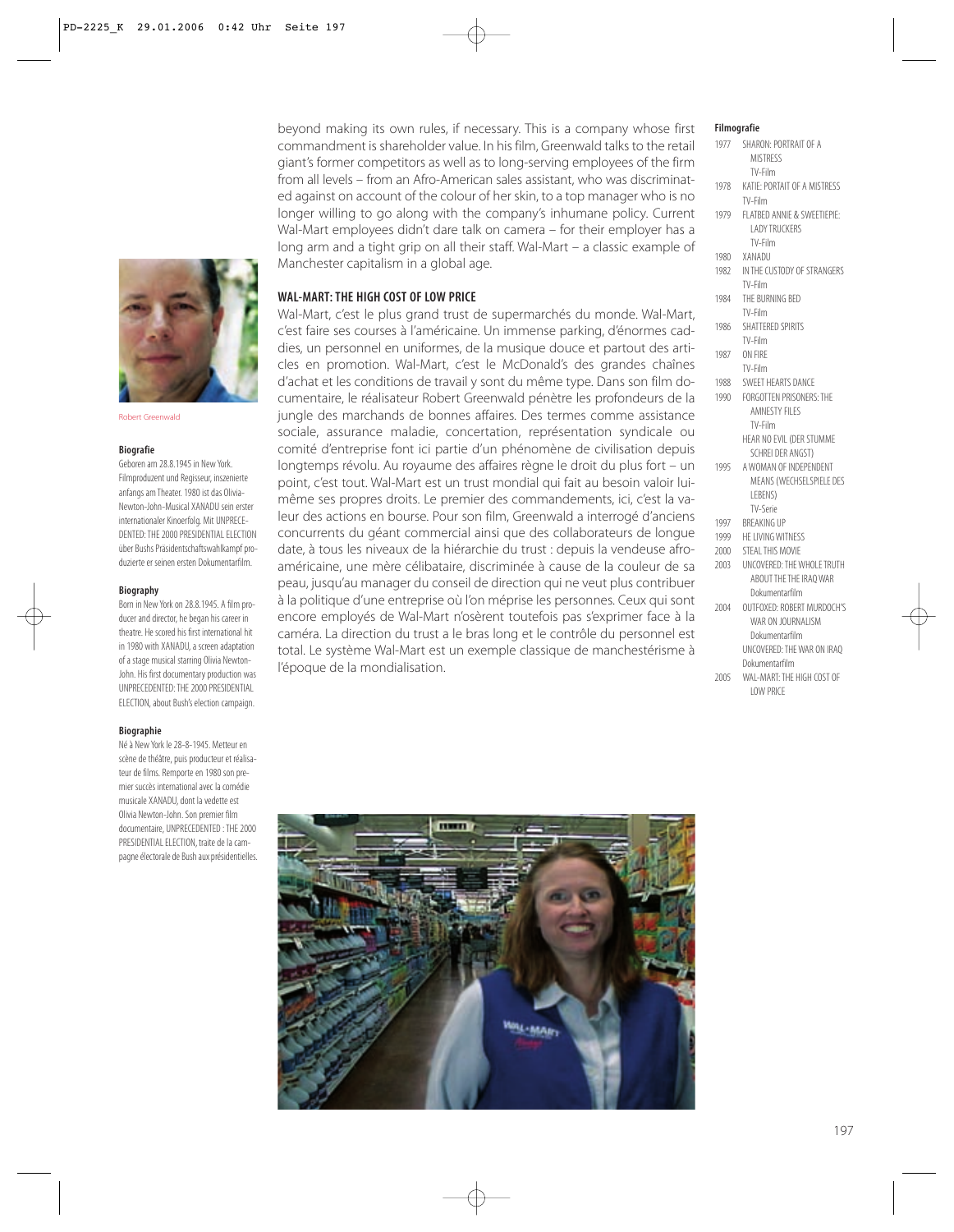beyond making its own rules, if necessary. This is a company whose first commandment is shareholder value. In his film, Greenwald talks to the retail giant's former competitors as well as to long-serving employees of the firm from all levels – from an Afro-American sales assistant, who was discriminated against on account of the colour of her skin, to a top manager who is no longer willing to go along with the company's inhumane policy. Current Wal-Mart employees didn't dare talk on camera – for their employer has a long arm and a tight grip on all their staff. Wal-Mart – a classic example of Manchester capitalism in a global age.

### WAL-MART: THE HIGH COST OF LOW PRICE

Wal-Mart, c'est le plus grand trust de supermarchés du monde. Wal-Mart, c'est faire ses courses à l'américaine. Un immense parking, d'énormes caddies, un personnel en uniformes, de la musique douce et partout des articles en promotion. Wal-Mart, c'est le McDonald's des grandes chaînes d'achat et les conditions de travail y sont du même type. Dans son film documentaire, le réalisateur Robert Greenwald pénètre les profondeurs de la jungle des marchands de bonnes affaires. Des termes comme assistance sociale, assurance maladie, concertation, représentation syndicale ou comité d'entreprise font ici partie d'un phénomène de civilisation depuis longtemps révolu. Au royaume des affaires règne le droit du plus fort – un point, c'est tout. Wal-Mart est un trust mondial qui fait au besoin valoir lui-même ses propres droits. Le premier des commandements, ici, c'est la valeur des actions en bourse. Pour son film, Greenwald a interrogé d'anciens concurrents du géant commercial ainsi que des collaborateurs de longue date, à tous les niveaux de la hiérarchie du trust : depuis la vendeuse afro-américaine, une mère célibataire, discriminée à cause de la couleur de sa peau, jusqu'au manager du conseil de direction qui ne veut plus contribuer à la politique d'une entreprise où l'on méprise les personnes. Ceux qui sont encore employés de Wal-Mart n'osèrent toutefois pas s'exprimer face à la caméra. La direction du trust a le bras long et le contrôle du personnel est total. Le système Wal-Mart est un exemple classique de manchestérisme à l'époque de la mondialisation.

Robert Greenwald

#### Biografie

Geboren am 28.8.1945 in New York. Filmproduzent und Regisseur, inszenierte anfangs am Theater. 1980 ist das Olivia-Newton-John-Musical XANADU sein erster internationaler Kinoerfolg. Mit UNPRECEDENTED: THE 2000 PRESIDENTIAL ELECTION über Bushs Präsidentschaftswahlkampf produzierte er seinen ersten Dokumentarfilm.

#### Biography

Born in New York on 28.8.1945. A film producer and director, he began his career in theatre. He scored his first international hit in 1980 with XANADU, a screen adaptation of a stage musical starring Olivia Newton-John. His first documentary production was UNPRECEDENTED: THE 2000 PRESIDENTIAL ELECTION, about Bush's election campaign.

#### Biographie

Né à New York le 28-8-1945. Metteur en scène de théâtre, puis producteur et réalisateur de films. Remporte en 1980 son premier succès international avec la comédie musicale XANADU, dont la vedette est Olivia Newton-John. Son premier film documentaire, UNPRECEDENTED : THE 2000 PRESIDENTIAL ELECTION, traite de la campagne électorale de Bush aux présidentielles.

#### Filmografie

- 1977 SHARON: PORTRAIT OF A MISTRESS  
  TV-Film
- 1978 KATIE: PORTAIT OF A MISTRESS  
  TV-Film
- 1979 FLATBED ANNIE & SWEETIEPIE: LADY TRUCKERS  
  TV-Film
- 1980 XANADU
- 1982 IN THE CUSTODY OF STRANGERS  
  TV-Film
- 1984 THE BURNING BED  
  TV-Film
- 1986 SHATTERED SPIRITS  
  TV-Film
- 1987 ON FIRE  
  TV-Film
- 1988 SWEET HEARTS DANCE
- 1990 FORGOTTEN PRISONERS: THE AMNESTY FILES  
  TV-Film  
  HEAR NO EVIL (DER STUMME SCHREI DER ANGST)
- 1995 A WOMAN OF INDEPENDENT MEANS (WECHSELSPIELE DES LEBENS)  
  TV-Serie
- 1997 BREAKING UP
- 1999 HE LIVING WITNESS
- 2000 STEAL THIS MOVIE
- 2003 UNCOVERED: THE WHOLE TRUTH ABOUT THE IRAQ WAR  
  Dokumentarfilm
- 2004 OUTFOXED: ROBERT MURDOCH'S WAR ON JOURNALISM  
  Dokumentarfilm  
  UNCOVERED: THE WAR ON IRAQ  
  Dokumentarfilm
- 2005 WAL-MART: THE HIGH COST OF LOW PRICE